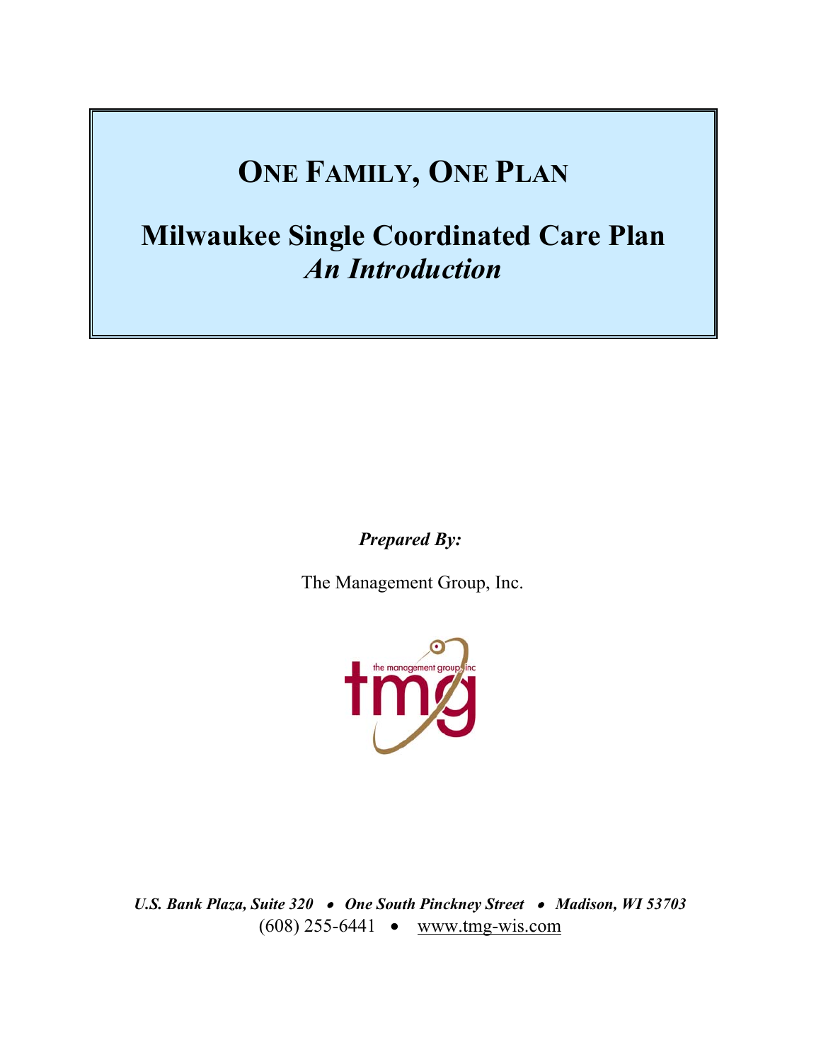# ONE FAMILY, ONE PLAN

## Milwaukee Single Coordinated Care Plan
## *An Introduction*

***Prepared By:***

The Management Group, Inc.

*U.S. Bank Plaza, Suite 320 • One South Pinckney Street • Madison, WI 53703*
(608) 255-6441 • www.tmg-wis.com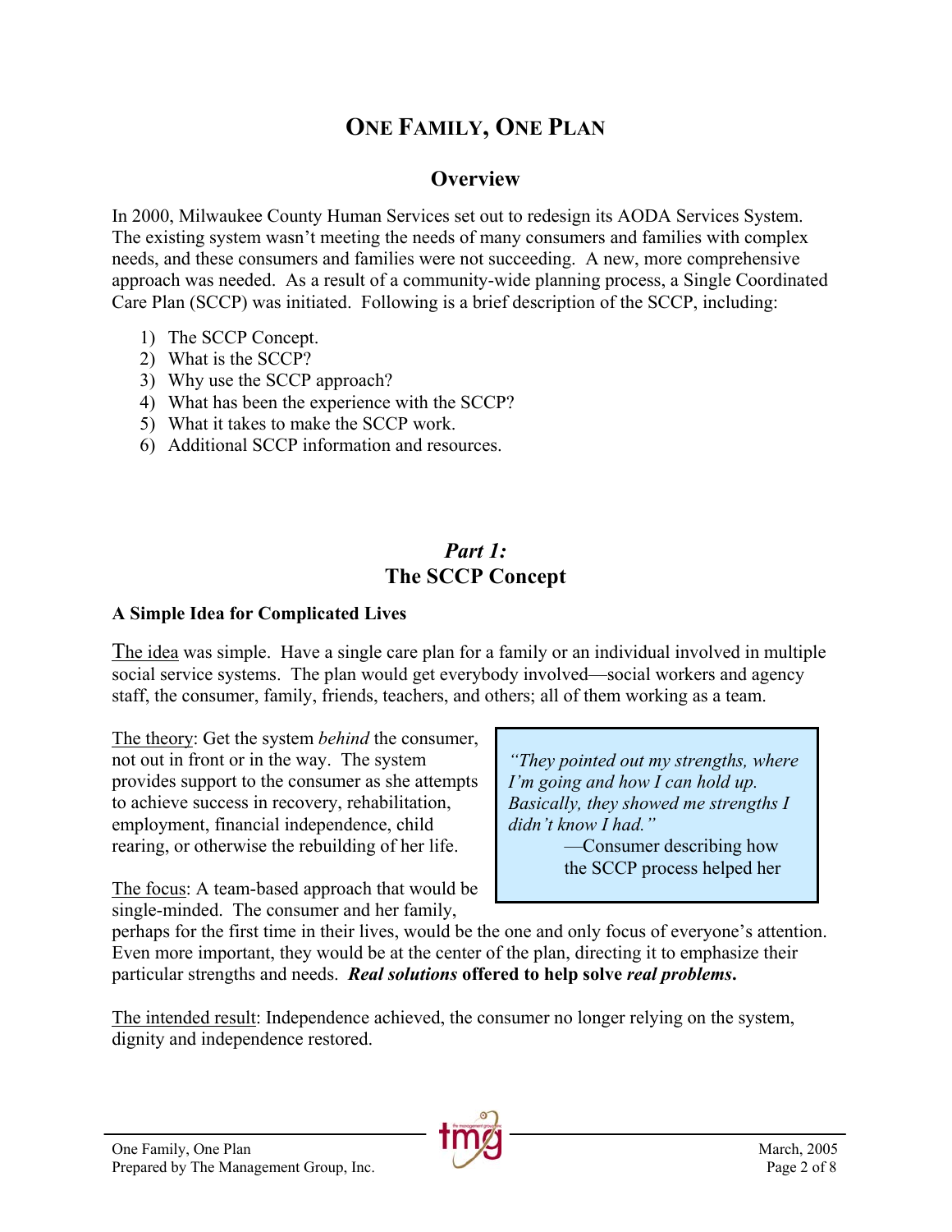# ONE FAMILY, ONE PLAN

## Overview

In 2000, Milwaukee County Human Services set out to redesign its AODA Services System. The existing system wasn't meeting the needs of many consumers and families with complex needs, and these consumers and families were not succeeding. A new, more comprehensive approach was needed. As a result of a community-wide planning process, a Single Coordinated Care Plan (SCCP) was initiated. Following is a brief description of the SCCP, including:

1) The SCCP Concept.
2) What is the SCCP?
3) Why use the SCCP approach?
4) What has been the experience with the SCCP?
5) What it takes to make the SCCP work.
6) Additional SCCP information and resources.

## *Part 1:* The SCCP Concept

### A Simple Idea for Complicated Lives

The idea was simple. Have a single care plan for a family or an individual involved in multiple social service systems. The plan would get everybody involved—social workers and agency staff, the consumer, family, friends, teachers, and others; all of them working as a team.

The theory: Get the system *behind* the consumer, not out in front or in the way. The system provides support to the consumer as she attempts to achieve success in recovery, rehabilitation, employment, financial independence, child rearing, or otherwise the rebuilding of her life.

> *"They pointed out my strengths, where I'm going and how I can hold up. Basically, they showed me strengths I didn't know I had."*
>
> —Consumer describing how the SCCP process helped her

The focus: A team-based approach that would be single-minded. The consumer and her family, perhaps for the first time in their lives, would be the one and only focus of everyone's attention. Even more important, they would be at the center of the plan, directing it to emphasize their particular strengths and needs. ***Real solutions* offered to help solve *real problems*.**

The intended result: Independence achieved, the consumer no longer relying on the system, dignity and independence restored.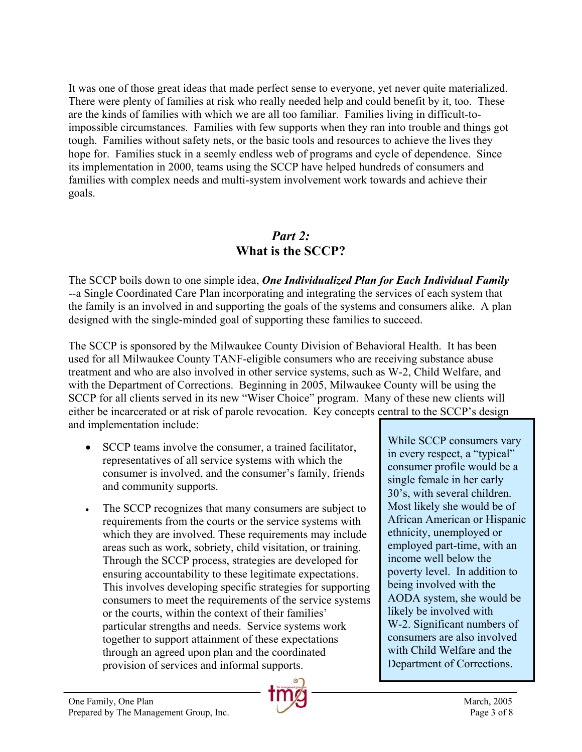It was one of those great ideas that made perfect sense to everyone, yet never quite materialized. There were plenty of families at risk who really needed help and could benefit by it, too. These are the kinds of families with which we are all too familiar. Families living in difficult-to-impossible circumstances. Families with few supports when they ran into trouble and things got tough. Families without safety nets, or the basic tools and resources to achieve the lives they hope for. Families stuck in a seemly endless web of programs and cycle of dependence. Since its implementation in 2000, teams using the SCCP have helped hundreds of consumers and families with complex needs and multi-system involvement work towards and achieve their goals.

## *Part 2:*
## What is the SCCP?

The SCCP boils down to one simple idea, ***One Individualized Plan for Each Individual Family*** --a Single Coordinated Care Plan incorporating and integrating the services of each system that the family is an involved in and supporting the goals of the systems and consumers alike. A plan designed with the single-minded goal of supporting these families to succeed.

The SCCP is sponsored by the Milwaukee County Division of Behavioral Health. It has been used for all Milwaukee County TANF-eligible consumers who are receiving substance abuse treatment and who are also involved in other service systems, such as W-2, Child Welfare, and with the Department of Corrections. Beginning in 2005, Milwaukee County will be using the SCCP for all clients served in its new "Wiser Choice" program. Many of these new clients will either be incarcerated or at risk of parole revocation. Key concepts central to the SCCP's design and implementation include:

- SCCP teams involve the consumer, a trained facilitator, representatives of all service systems with which the consumer is involved, and the consumer's family, friends and community supports.
- The SCCP recognizes that many consumers are subject to requirements from the courts or the service systems with which they are involved. These requirements may include areas such as work, sobriety, child visitation, or training. Through the SCCP process, strategies are developed for ensuring accountability to these legitimate expectations. This involves developing specific strategies for supporting consumers to meet the requirements of the service systems or the courts, within the context of their families' particular strengths and needs. Service systems work together to support attainment of these expectations through an agreed upon plan and the coordinated provision of services and informal supports.

> While SCCP consumers vary in every respect, a "typical" consumer profile would be a single female in her early 30's, with several children. Most likely she would be of African American or Hispanic ethnicity, unemployed or employed part-time, with an income well below the poverty level. In addition to being involved with the AODA system, she would be likely be involved with W-2. Significant numbers of consumers are also involved with Child Welfare and the Department of Corrections.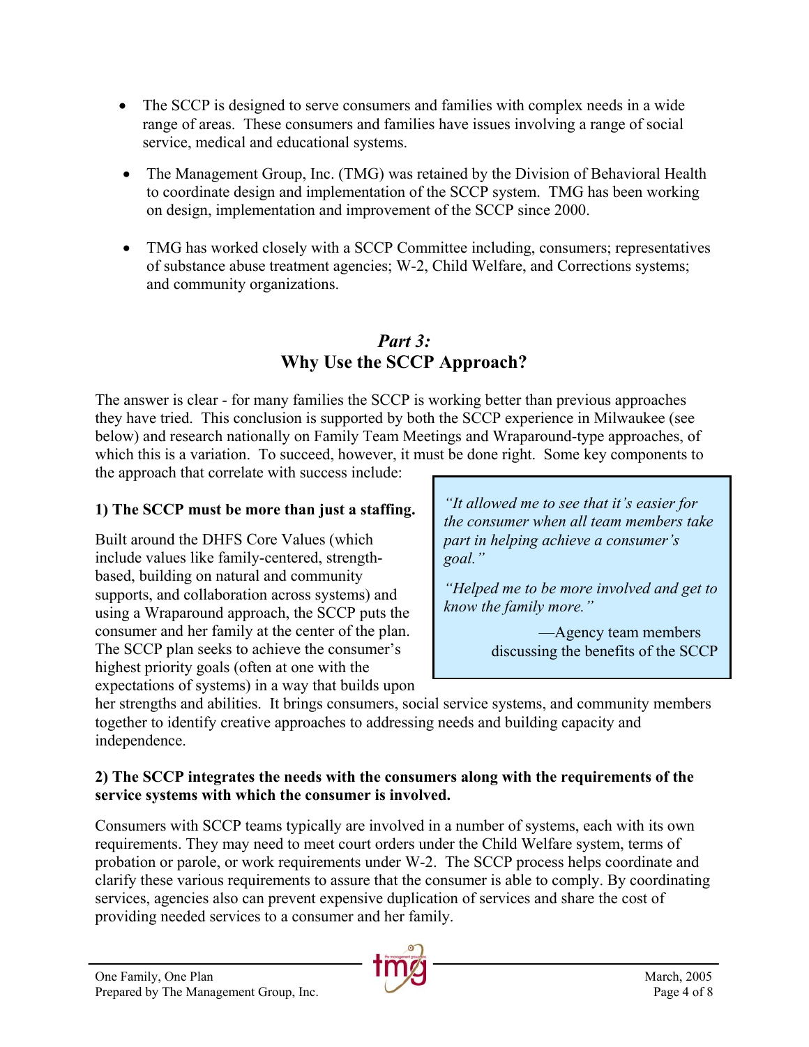- The SCCP is designed to serve consumers and families with complex needs in a wide range of areas. These consumers and families have issues involving a range of social service, medical and educational systems.
- The Management Group, Inc. (TMG) was retained by the Division of Behavioral Health to coordinate design and implementation of the SCCP system. TMG has been working on design, implementation and improvement of the SCCP since 2000.
- TMG has worked closely with a SCCP Committee including, consumers; representatives of substance abuse treatment agencies; W-2, Child Welfare, and Corrections systems; and community organizations.

## *Part 3:* Why Use the SCCP Approach?

The answer is clear - for many families the SCCP is working better than previous approaches they have tried. This conclusion is supported by both the SCCP experience in Milwaukee (see below) and research nationally on Family Team Meetings and Wraparound-type approaches, of which this is a variation. To succeed, however, it must be done right. Some key components to the approach that correlate with success include:

> *"It allowed me to see that it's easier for the consumer when all team members take part in helping achieve a consumer's goal."*
>
> *"Helped me to be more involved and get to know the family more."*
>
> —Agency team members discussing the benefits of the SCCP

**1) The SCCP must be more than just a staffing.**

Built around the DHFS Core Values (which include values like family-centered, strength-based, building on natural and community supports, and collaboration across systems) and using a Wraparound approach, the SCCP puts the consumer and her family at the center of the plan. The SCCP plan seeks to achieve the consumer's highest priority goals (often at one with the expectations of systems) in a way that builds upon her strengths and abilities. It brings consumers, social service systems, and community members together to identify creative approaches to addressing needs and building capacity and independence.

**2) The SCCP integrates the needs with the consumers along with the requirements of the service systems with which the consumer is involved.**

Consumers with SCCP teams typically are involved in a number of systems, each with its own requirements. They may need to meet court orders under the Child Welfare system, terms of probation or parole, or work requirements under W-2. The SCCP process helps coordinate and clarify these various requirements to assure that the consumer is able to comply. By coordinating services, agencies also can prevent expensive duplication of services and share the cost of providing needed services to a consumer and her family.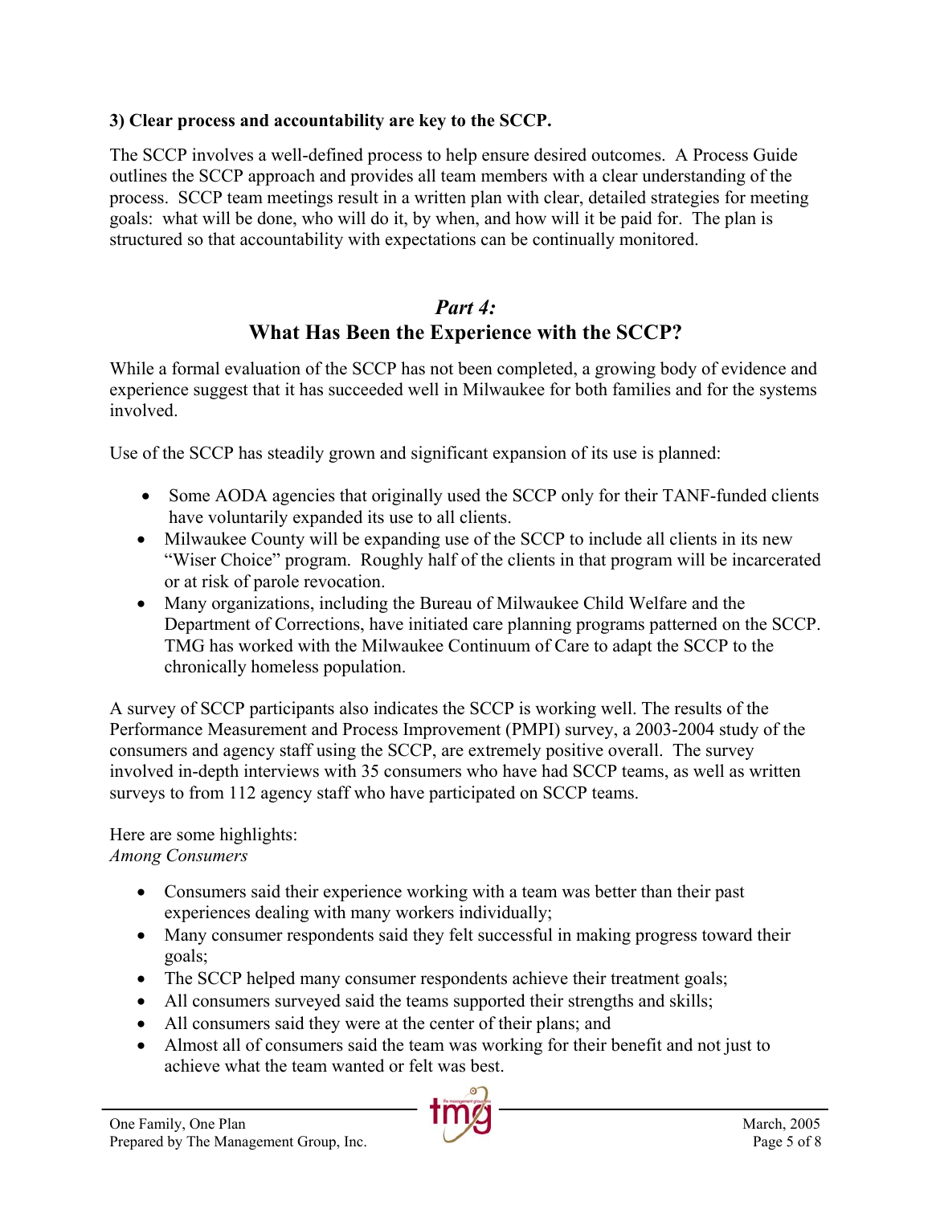**3) Clear process and accountability are key to the SCCP.**

The SCCP involves a well-defined process to help ensure desired outcomes. A Process Guide outlines the SCCP approach and provides all team members with a clear understanding of the process. SCCP team meetings result in a written plan with clear, detailed strategies for meeting goals: what will be done, who will do it, by when, and how will it be paid for. The plan is structured so that accountability with expectations can be continually monitored.

## *Part 4:* What Has Been the Experience with the SCCP?

While a formal evaluation of the SCCP has not been completed, a growing body of evidence and experience suggest that it has succeeded well in Milwaukee for both families and for the systems involved.

Use of the SCCP has steadily grown and significant expansion of its use is planned:

- Some AODA agencies that originally used the SCCP only for their TANF-funded clients have voluntarily expanded its use to all clients.
- Milwaukee County will be expanding use of the SCCP to include all clients in its new "Wiser Choice" program. Roughly half of the clients in that program will be incarcerated or at risk of parole revocation.
- Many organizations, including the Bureau of Milwaukee Child Welfare and the Department of Corrections, have initiated care planning programs patterned on the SCCP. TMG has worked with the Milwaukee Continuum of Care to adapt the SCCP to the chronically homeless population.

A survey of SCCP participants also indicates the SCCP is working well. The results of the Performance Measurement and Process Improvement (PMPI) survey, a 2003-2004 study of the consumers and agency staff using the SCCP, are extremely positive overall. The survey involved in-depth interviews with 35 consumers who have had SCCP teams, as well as written surveys to from 112 agency staff who have participated on SCCP teams.

Here are some highlights:
*Among Consumers*

- Consumers said their experience working with a team was better than their past experiences dealing with many workers individually;
- Many consumer respondents said they felt successful in making progress toward their goals;
- The SCCP helped many consumer respondents achieve their treatment goals;
- All consumers surveyed said the teams supported their strengths and skills;
- All consumers said they were at the center of their plans; and
- Almost all of consumers said the team was working for their benefit and not just to achieve what the team wanted or felt was best.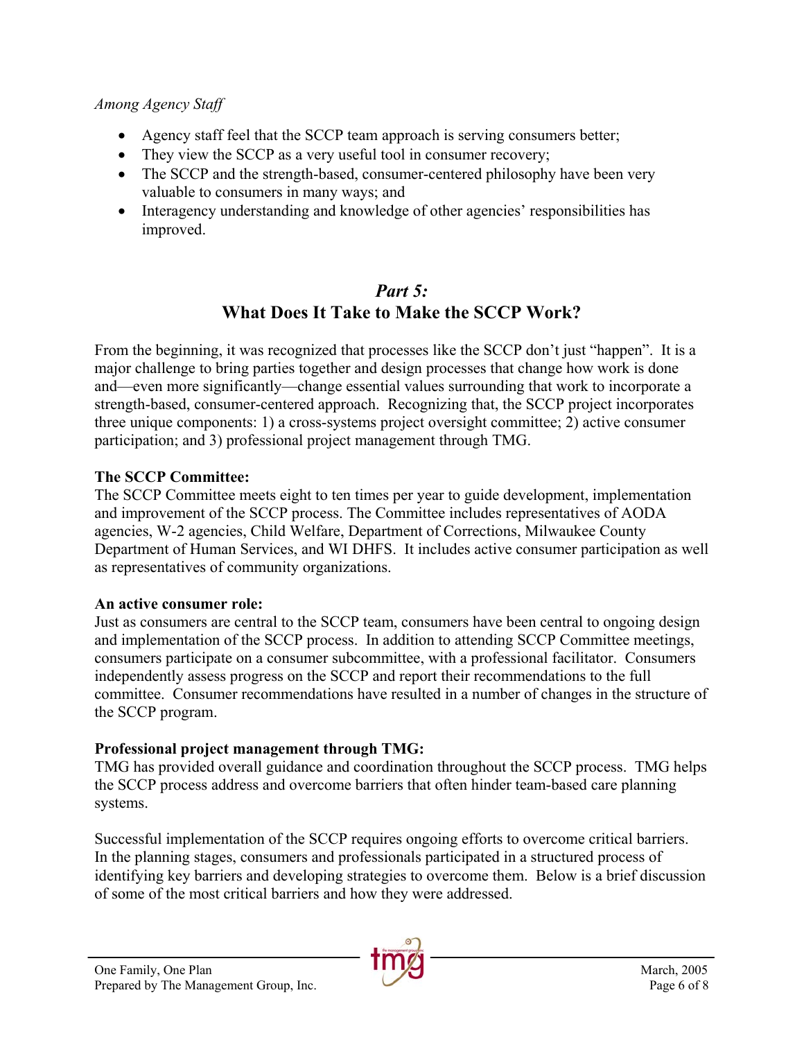*Among Agency Staff*

- Agency staff feel that the SCCP team approach is serving consumers better;
- They view the SCCP as a very useful tool in consumer recovery;
- The SCCP and the strength-based, consumer-centered philosophy have been very valuable to consumers in many ways; and
- Interagency understanding and knowledge of other agencies' responsibilities has improved.

## *Part 5:* What Does It Take to Make the SCCP Work?

From the beginning, it was recognized that processes like the SCCP don't just "happen". It is a major challenge to bring parties together and design processes that change how work is done and—even more significantly—change essential values surrounding that work to incorporate a strength-based, consumer-centered approach. Recognizing that, the SCCP project incorporates three unique components: 1) a cross-systems project oversight committee; 2) active consumer participation; and 3) professional project management through TMG.

**The SCCP Committee:**
The SCCP Committee meets eight to ten times per year to guide development, implementation and improvement of the SCCP process. The Committee includes representatives of AODA agencies, W-2 agencies, Child Welfare, Department of Corrections, Milwaukee County Department of Human Services, and WI DHFS. It includes active consumer participation as well as representatives of community organizations.

**An active consumer role:**
Just as consumers are central to the SCCP team, consumers have been central to ongoing design and implementation of the SCCP process. In addition to attending SCCP Committee meetings, consumers participate on a consumer subcommittee, with a professional facilitator. Consumers independently assess progress on the SCCP and report their recommendations to the full committee. Consumer recommendations have resulted in a number of changes in the structure of the SCCP program.

**Professional project management through TMG:**
TMG has provided overall guidance and coordination throughout the SCCP process. TMG helps the SCCP process address and overcome barriers that often hinder team-based care planning systems.

Successful implementation of the SCCP requires ongoing efforts to overcome critical barriers. In the planning stages, consumers and professionals participated in a structured process of identifying key barriers and developing strategies to overcome them. Below is a brief discussion of some of the most critical barriers and how they were addressed.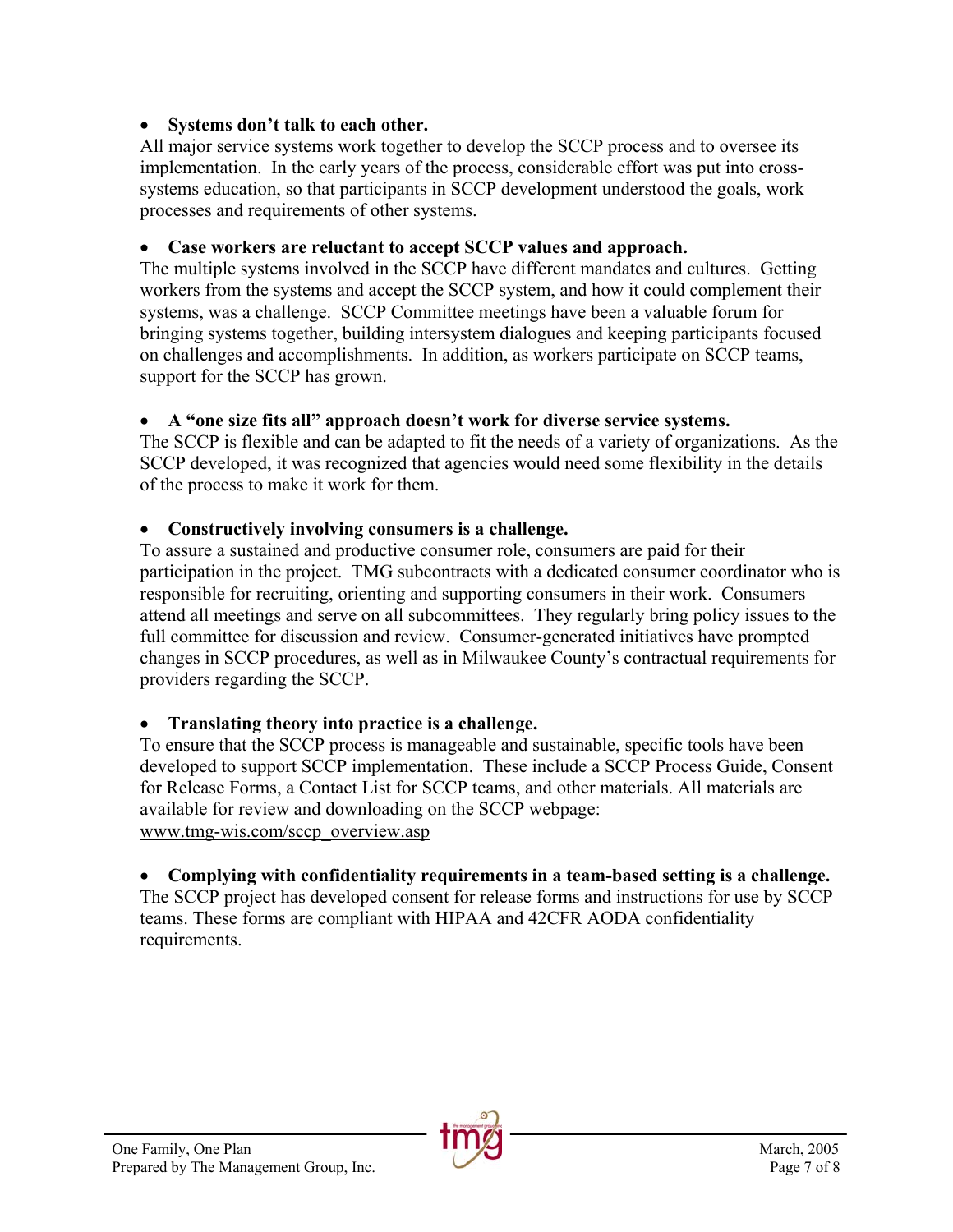- **Systems don't talk to each other.**

All major service systems work together to develop the SCCP process and to oversee its implementation. In the early years of the process, considerable effort was put into cross-systems education, so that participants in SCCP development understood the goals, work processes and requirements of other systems.

- **Case workers are reluctant to accept SCCP values and approach.**

The multiple systems involved in the SCCP have different mandates and cultures. Getting workers from the systems and accept the SCCP system, and how it could complement their systems, was a challenge. SCCP Committee meetings have been a valuable forum for bringing systems together, building intersystem dialogues and keeping participants focused on challenges and accomplishments. In addition, as workers participate on SCCP teams, support for the SCCP has grown.

- **A "one size fits all" approach doesn't work for diverse service systems.**

The SCCP is flexible and can be adapted to fit the needs of a variety of organizations. As the SCCP developed, it was recognized that agencies would need some flexibility in the details of the process to make it work for them.

- **Constructively involving consumers is a challenge.**

To assure a sustained and productive consumer role, consumers are paid for their participation in the project. TMG subcontracts with a dedicated consumer coordinator who is responsible for recruiting, orienting and supporting consumers in their work. Consumers attend all meetings and serve on all subcommittees. They regularly bring policy issues to the full committee for discussion and review. Consumer-generated initiatives have prompted changes in SCCP procedures, as well as in Milwaukee County's contractual requirements for providers regarding the SCCP.

- **Translating theory into practice is a challenge.**

To ensure that the SCCP process is manageable and sustainable, specific tools have been developed to support SCCP implementation. These include a SCCP Process Guide, Consent for Release Forms, a Contact List for SCCP teams, and other materials. All materials are available for review and downloading on the SCCP webpage: www.tmg-wis.com/sccp_overview.asp

- **Complying with confidentiality requirements in a team-based setting is a challenge.**

The SCCP project has developed consent for release forms and instructions for use by SCCP teams. These forms are compliant with HIPAA and 42CFR AODA confidentiality requirements.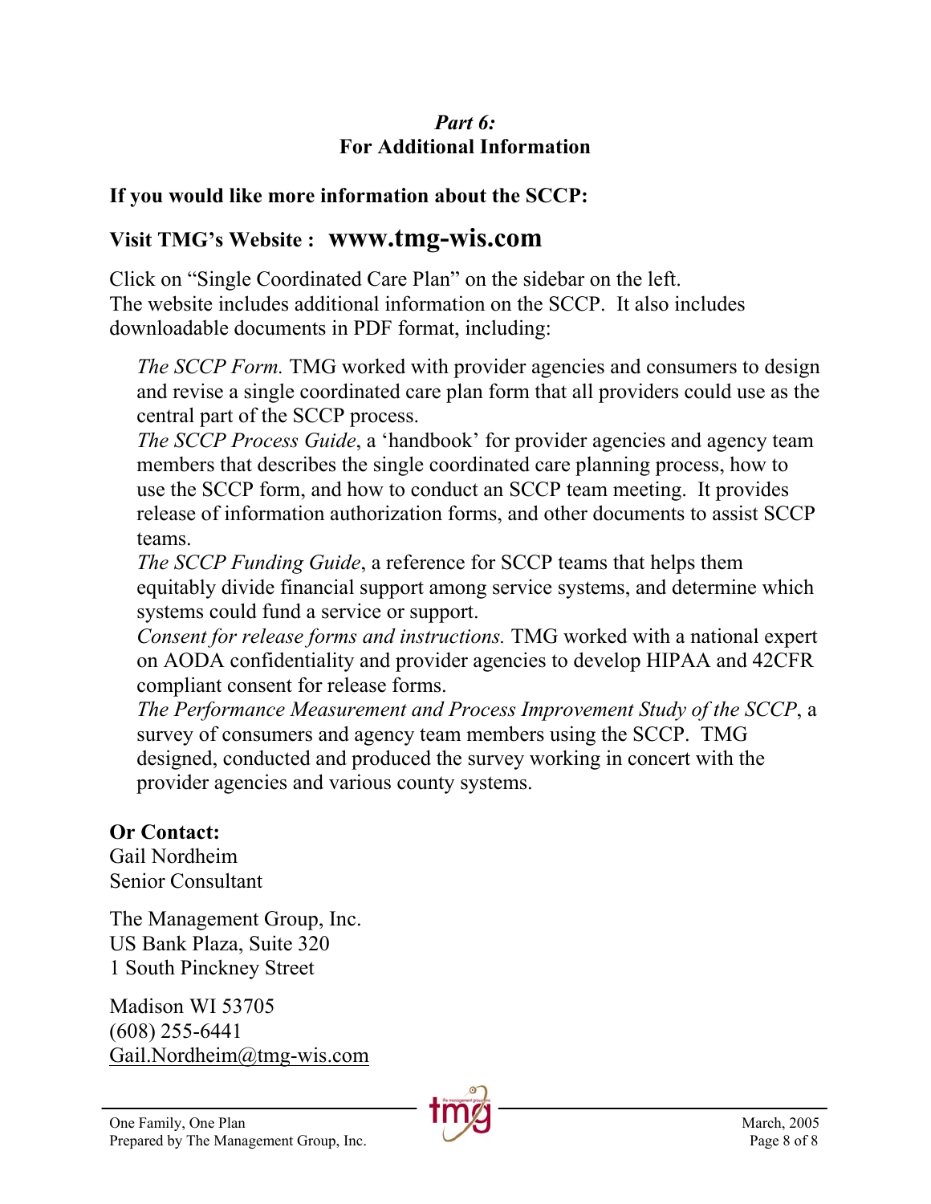## *Part 6:*
## For Additional Information

**If you would like more information about the SCCP:**

**Visit TMG's Website : www.tmg-wis.com**

Click on "Single Coordinated Care Plan" on the sidebar on the left.
The website includes additional information on the SCCP. It also includes downloadable documents in PDF format, including:

> *The SCCP Form.* TMG worked with provider agencies and consumers to design and revise a single coordinated care plan form that all providers could use as the central part of the SCCP process.
> *The SCCP Process Guide*, a 'handbook' for provider agencies and agency team members that describes the single coordinated care planning process, how to use the SCCP form, and how to conduct an SCCP team meeting. It provides release of information authorization forms, and other documents to assist SCCP teams.
> *The SCCP Funding Guide*, a reference for SCCP teams that helps them equitably divide financial support among service systems, and determine which systems could fund a service or support.
> *Consent for release forms and instructions.* TMG worked with a national expert on AODA confidentiality and provider agencies to develop HIPAA and 42CFR compliant consent for release forms.
> *The Performance Measurement and Process Improvement Study of the SCCP*, a survey of consumers and agency team members using the SCCP. TMG designed, conducted and produced the survey working in concert with the provider agencies and various county systems.

**Or Contact:**
Gail Nordheim
Senior Consultant

The Management Group, Inc.
US Bank Plaza, Suite 320
1 South Pinckney Street

Madison WI 53705
(608) 255-6441
Gail.Nordheim@tmg-wis.com